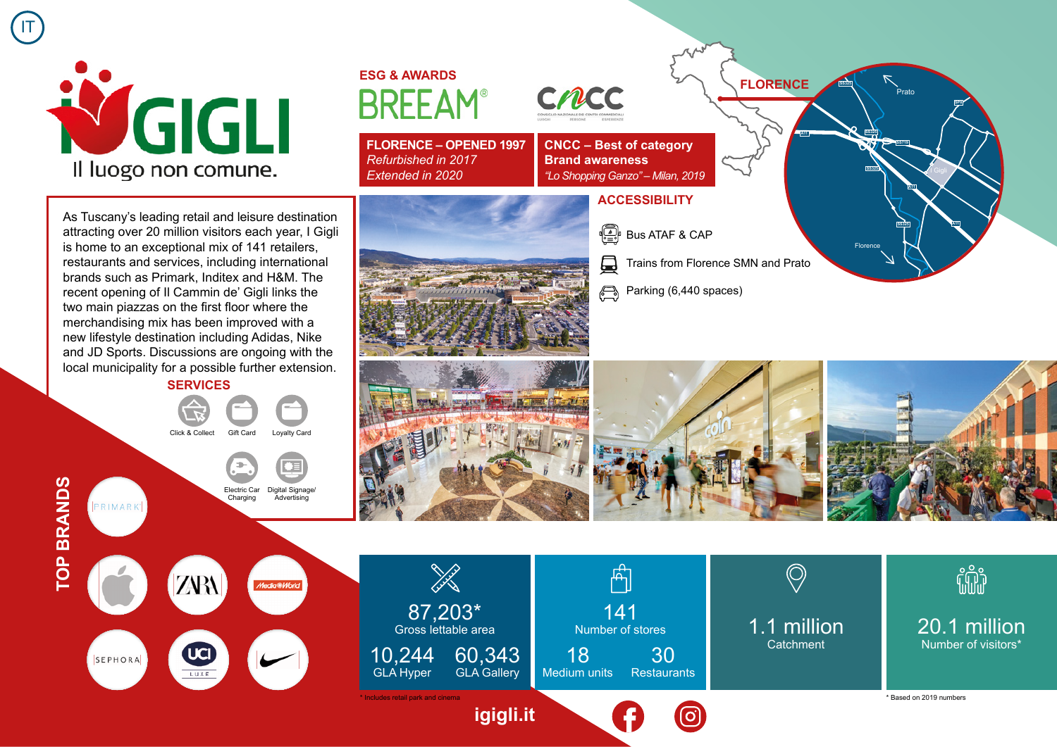IT

# I GIGLI

Il luogo non comune.

## ESG & AWARDS

BREEAM®

CNCC

**FLORENCE – OPENED 1997**
*Refurbished in 2017*
*Extended in 2020*

**CNCC – Best of category Brand awareness**
*"Lo Shopping Ganzo" – Milan, 2019*

**FLORENCE**

As Tuscany's leading retail and leisure destination attracting over 20 million visitors each year, I Gigli is home to an exceptional mix of 141 retailers, restaurants and services, including international brands such as Primark, Inditex and H&M. The recent opening of Il Cammin de' Gigli links the two main piazzas on the first floor where the merchandising mix has been improved with a new lifestyle destination including Adidas, Nike and JD Sports. Discussions are ongoing with the local municipality for a possible further extension.

## SERVICES

- Click & Collect
- Gift Card
- Loyalty Card
- Electric Car Charging
- Digital Signage/ Advertising

## ACCESSIBILITY

- Bus ATAF & CAP
- Trains from Florence SMN and Prato
- Parking (6,440 spaces)

## TOP BRANDS

Primark, Apple, Zara, MediaWorld, Sephora, UCI Luxe, Nike

| 87,203* Gross lettable area | 141 Number of stores | 1.1 million Catchment | 20.1 million Number of visitors* |
|---|---|---|---|
| 10,244 GLA Hyper / 60,343 GLA Gallery | 18 Medium units / 30 Restaurants | | |

\* Includes retail park and cinema

\* Based on 2019 numbers

igigli.it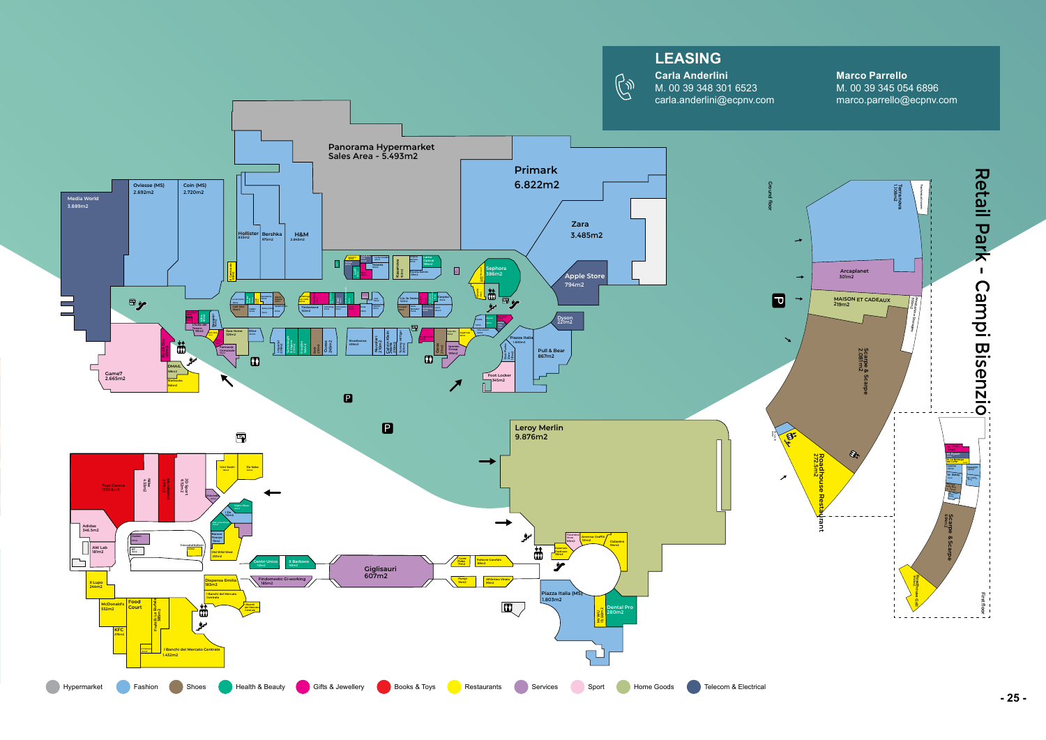## LEASING

**Carla Anderlini**
M. 00 39 348 301 6523
carla.anderlini@ecpnv.com

**Marco Parrello**
M. 00 39 345 054 6896
marco.parrello@ecpnv.com

# Retail Park - Campi Bisenzio

Panorama Hypermarket
Sales Area - 5.493m2

Primark
6.822m2

Zara
3.485m2

Apple Store
794m2

Sephora
586m2

Dyson
221m2

Pull & Bear
867m2

Foot Locker
345m2

Piazza Italia
1.800m2

Media World
3.889m2

Oviesse (MS)
2.692m2

Coin (MS)
2.720m2

Hollister
633m2

Bershka
975m2

H&M
2.849m2

Game7
2.665m2

DMAIL

Starbucks

Zara Home
326m2

Stradivarius

Leroy Merlin
9.876m2

Toys Centre

Adidas
346.5m2

AW Lab
181m2

Il Lupo
244m2

McDonald's
552m2

Food Court

KFC

Giglisauri
607m2

Centri Unico

Findomestic Gi-working
185m2

Dispensa Emilia
183m2

I Banchi del Mercato Centrale
1.432m2

Piazza Italia (MS)
1.803m2

Dental Pro
280m2

Calavera

Ground floor

Terranova
1.108m2

Arcaplanet
301m2

MAISON ET CADEAUX
219m2

Scarpe & Scarpe
2.081m2

Roadhouse Restaurant
272.5m2

First floor

Scarpe & Scarpe

Hypermarket
Fashion
Shoes
Health & Beauty
Gifts & Jewellery
Books & Toys
Restaurants
Services
Sport
Home Goods
Telecom & Electrical